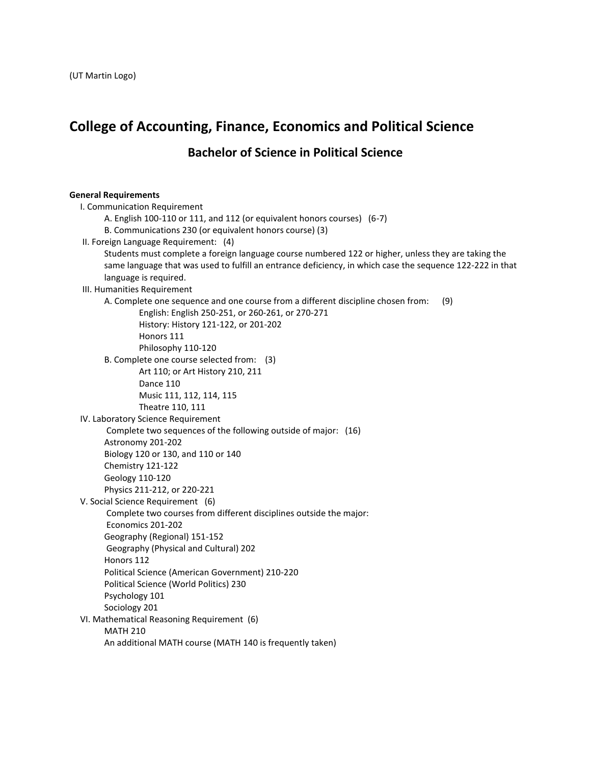(UT Martin Logo)

# College of Accounting, Finance, Economics and Political Science

## Bachelor of Science in Political Science

**General Requirements**

- I. Communication Requirement
  - A. English 100-110 or 111, and 112 (or equivalent honors courses) (6-7)
  - B. Communications 230 (or equivalent honors course) (3)
- II. Foreign Language Requirement: (4)
  - Students must complete a foreign language course numbered 122 or higher, unless they are taking the same language that was used to fulfill an entrance deficiency, in which case the sequence 122-222 in that language is required.
- III. Humanities Requirement
  - A. Complete one sequence and one course from a different discipline chosen from: (9)
    - English: English 250-251, or 260-261, or 270-271
    - History: History 121-122, or 201-202
    - Honors 111
    - Philosophy 110-120
  - B. Complete one course selected from: (3)
    - Art 110; or Art History 210, 211
    - Dance 110
    - Music 111, 112, 114, 115
    - Theatre 110, 111
- IV. Laboratory Science Requirement
  - Complete two sequences of the following outside of major: (16)
  - Astronomy 201-202
  - Biology 120 or 130, and 110 or 140
  - Chemistry 121-122
  - Geology 110-120
  - Physics 211-212, or 220-221
- V. Social Science Requirement (6)
  - Complete two courses from different disciplines outside the major:
  - Economics 201-202
  - Geography (Regional) 151-152
  - Geography (Physical and Cultural) 202
  - Honors 112
  - Political Science (American Government) 210-220
  - Political Science (World Politics) 230
  - Psychology 101
  - Sociology 201
- VI. Mathematical Reasoning Requirement (6)
  - MATH 210
  - An additional MATH course (MATH 140 is frequently taken)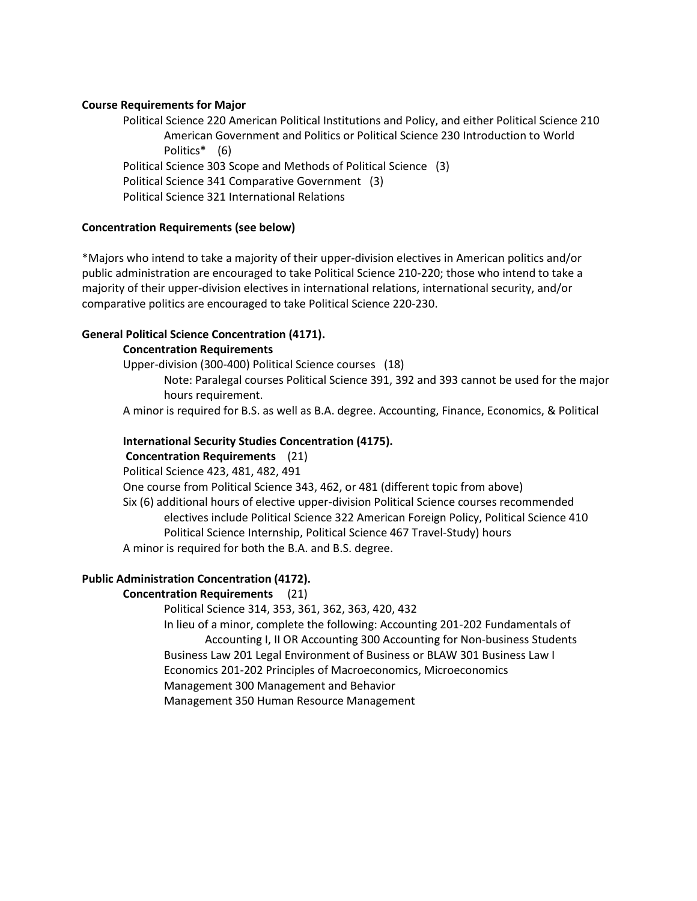**Course Requirements for Major**

- Political Science 220 American Political Institutions and Policy, and either Political Science 210 American Government and Politics or Political Science 230 Introduction to World Politics* (6)
- Political Science 303 Scope and Methods of Political Science (3)
- Political Science 341 Comparative Government (3)
- Political Science 321 International Relations

**Concentration Requirements (see below)**

*Majors who intend to take a majority of their upper-division electives in American politics and/or public administration are encouraged to take Political Science 210-220; those who intend to take a majority of their upper-division electives in international relations, international security, and/or comparative politics are encouraged to take Political Science 220-230.

**General Political Science Concentration (4171).**

**Concentration Requirements**

Upper-division (300-400) Political Science courses (18)

Note: Paralegal courses Political Science 391, 392 and 393 cannot be used for the major hours requirement.

A minor is required for B.S. as well as B.A. degree. Accounting, Finance, Economics, & Political

**International Security Studies Concentration (4175).**

**Concentration Requirements** (21)

Political Science 423, 481, 482, 491

One course from Political Science 343, 462, or 481 (different topic from above)

Six (6) additional hours of elective upper-division Political Science courses recommended electives include Political Science 322 American Foreign Policy, Political Science 410 Political Science Internship, Political Science 467 Travel-Study) hours

A minor is required for both the B.A. and B.S. degree.

**Public Administration Concentration (4172).**

**Concentration Requirements** (21)

Political Science 314, 353, 361, 362, 363, 420, 432

In lieu of a minor, complete the following: Accounting 201-202 Fundamentals of Accounting I, II OR Accounting 300 Accounting for Non-business Students

Business Law 201 Legal Environment of Business or BLAW 301 Business Law I

Economics 201-202 Principles of Macroeconomics, Microeconomics

Management 300 Management and Behavior

Management 350 Human Resource Management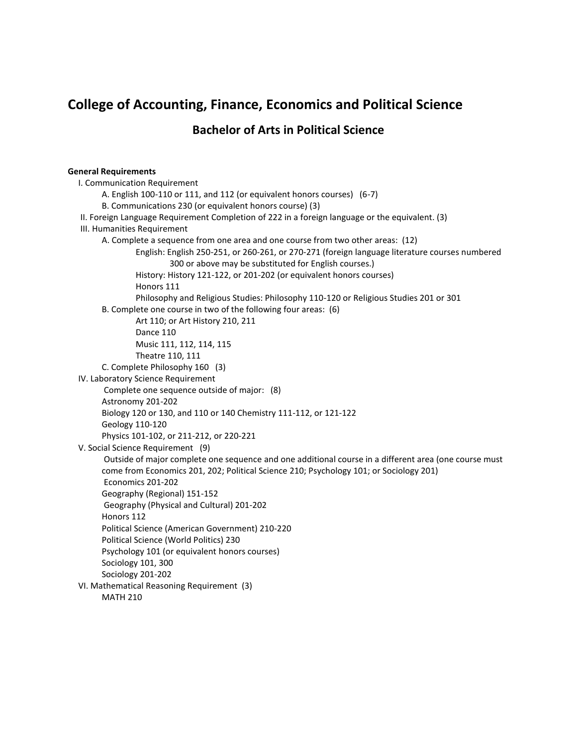# College of Accounting, Finance, Economics and Political Science

## Bachelor of Arts in Political Science

**General Requirements**

- I. Communication Requirement
  - A. English 100-110 or 111, and 112 (or equivalent honors courses) (6-7)
  - B. Communications 230 (or equivalent honors course) (3)
- II. Foreign Language Requirement Completion of 222 in a foreign language or the equivalent. (3)
- III. Humanities Requirement
  - A. Complete a sequence from one area and one course from two other areas: (12)
    - English: English 250-251, or 260-261, or 270-271 (foreign language literature courses numbered 300 or above may be substituted for English courses.)
    - History: History 121-122, or 201-202 (or equivalent honors courses)
    - Honors 111
    - Philosophy and Religious Studies: Philosophy 110-120 or Religious Studies 201 or 301
  - B. Complete one course in two of the following four areas: (6)
    - Art 110; or Art History 210, 211
    - Dance 110
    - Music 111, 112, 114, 115
    - Theatre 110, 111
  - C. Complete Philosophy 160 (3)
- IV. Laboratory Science Requirement
  - Complete one sequence outside of major: (8)
  - Astronomy 201-202
  - Biology 120 or 130, and 110 or 140 Chemistry 111-112, or 121-122
  - Geology 110-120
  - Physics 101-102, or 211-212, or 220-221
- V. Social Science Requirement (9)
  - Outside of major complete one sequence and one additional course in a different area (one course must come from Economics 201, 202; Political Science 210; Psychology 101; or Sociology 201)
  - Economics 201-202
  - Geography (Regional) 151-152
  - Geography (Physical and Cultural) 201-202
  - Honors 112
  - Political Science (American Government) 210-220
  - Political Science (World Politics) 230
  - Psychology 101 (or equivalent honors courses)
  - Sociology 101, 300
  - Sociology 201-202
- VI. Mathematical Reasoning Requirement (3)
  - MATH 210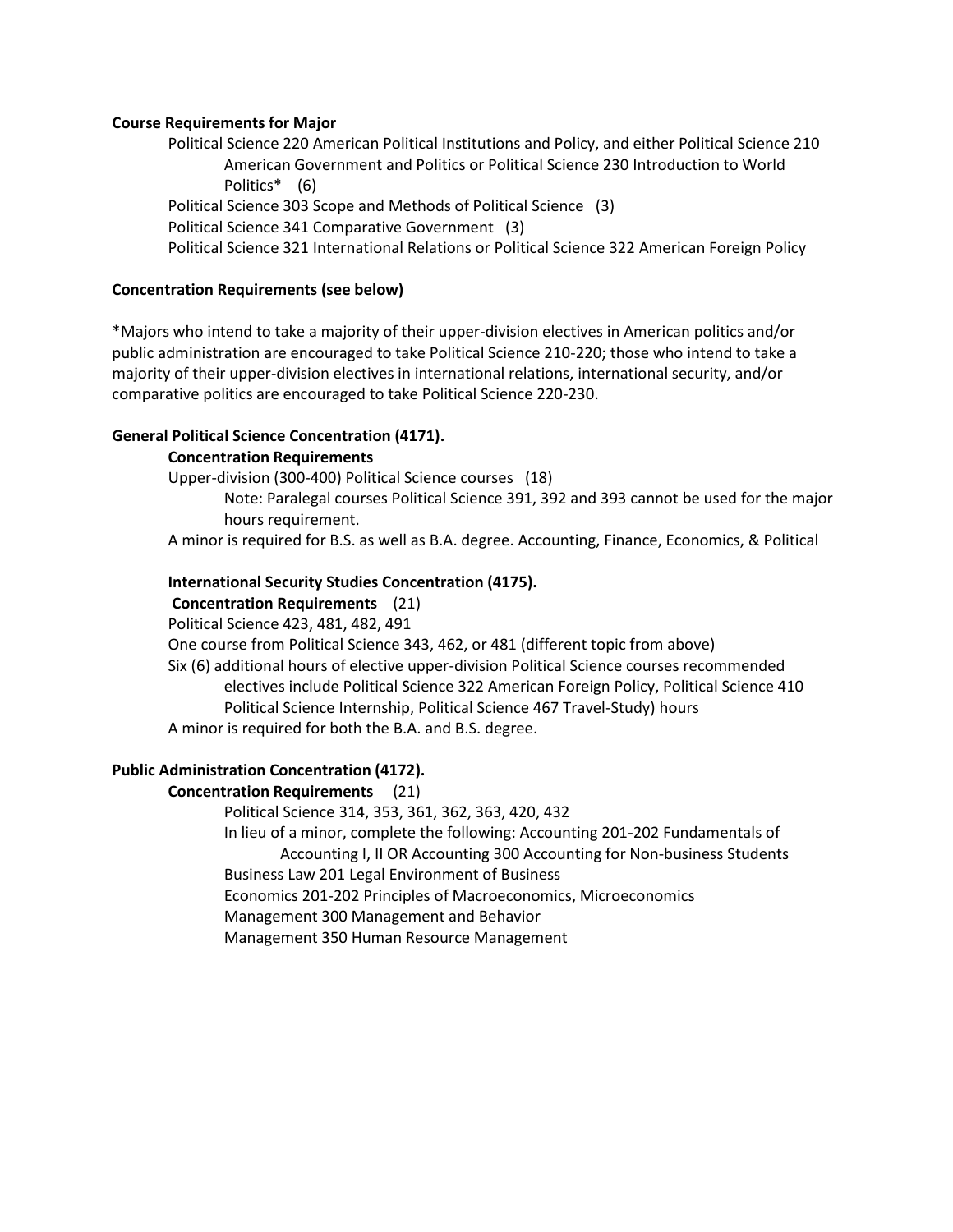**Course Requirements for Major**

Political Science 220 American Political Institutions and Policy, and either Political Science 210 American Government and Politics or Political Science 230 Introduction to World Politics* (6)
Political Science 303 Scope and Methods of Political Science (3)
Political Science 341 Comparative Government (3)
Political Science 321 International Relations or Political Science 322 American Foreign Policy

**Concentration Requirements (see below)**

*Majors who intend to take a majority of their upper-division electives in American politics and/or public administration are encouraged to take Political Science 210-220; those who intend to take a majority of their upper-division electives in international relations, international security, and/or comparative politics are encouraged to take Political Science 220-230.

**General Political Science Concentration (4171).**

**Concentration Requirements**

Upper-division (300-400) Political Science courses (18)
Note: Paralegal courses Political Science 391, 392 and 393 cannot be used for the major hours requirement.
A minor is required for B.S. as well as B.A. degree. Accounting, Finance, Economics, & Political

**International Security Studies Concentration (4175).**

**Concentration Requirements** (21)

Political Science 423, 481, 482, 491
One course from Political Science 343, 462, or 481 (different topic from above)
Six (6) additional hours of elective upper-division Political Science courses recommended electives include Political Science 322 American Foreign Policy, Political Science 410 Political Science Internship, Political Science 467 Travel-Study) hours
A minor is required for both the B.A. and B.S. degree.

**Public Administration Concentration (4172).**

**Concentration Requirements** (21)

Political Science 314, 353, 361, 362, 363, 420, 432
In lieu of a minor, complete the following: Accounting 201-202 Fundamentals of Accounting I, II OR Accounting 300 Accounting for Non-business Students
Business Law 201 Legal Environment of Business
Economics 201-202 Principles of Macroeconomics, Microeconomics
Management 300 Management and Behavior
Management 350 Human Resource Management